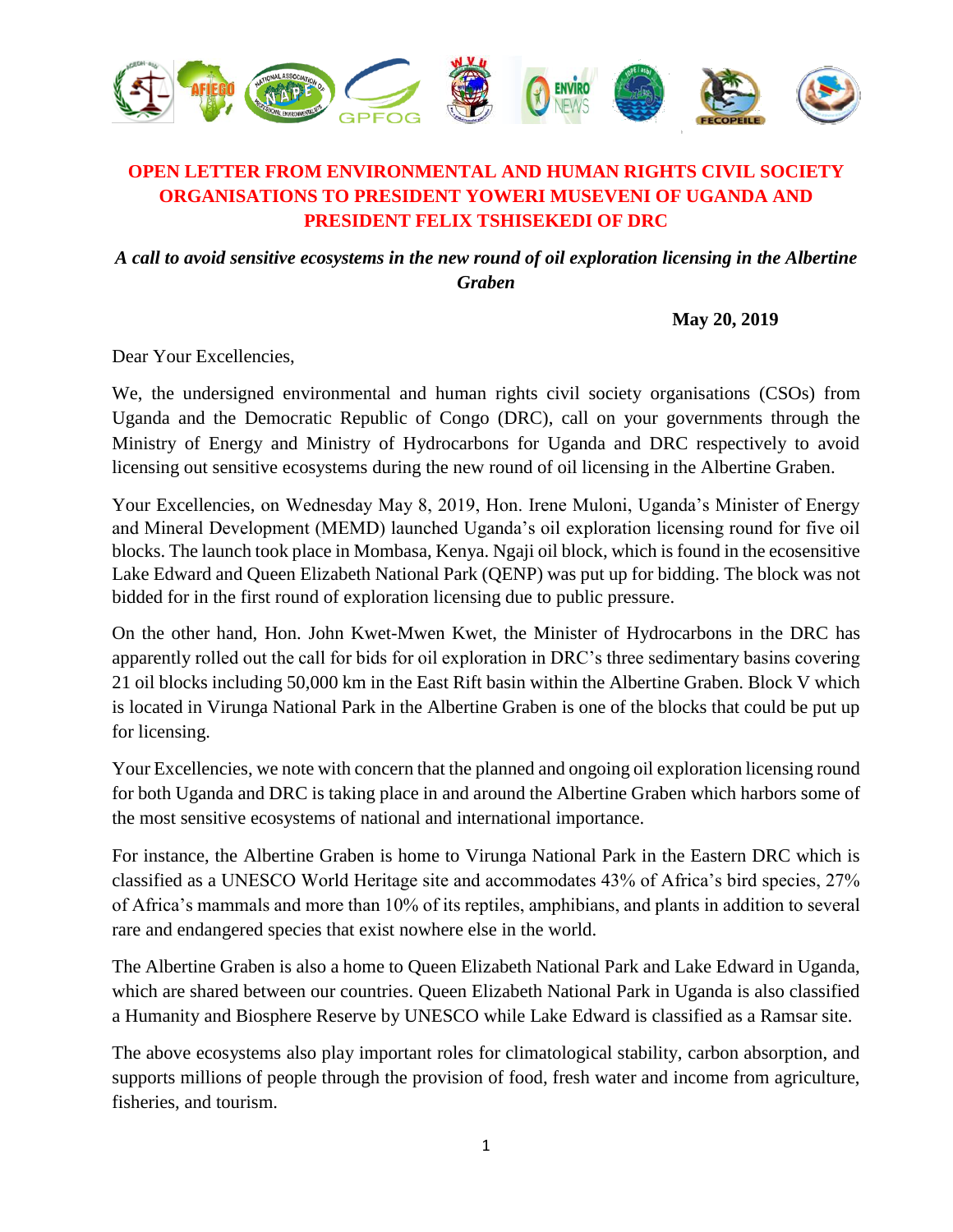**OPEN LETTER FROM ENVIRONMENTAL AND HUMAN RIGHTS CIVIL SOCIETY ORGANISATIONS TO PRESIDENT YOWERI MUSEVENI OF UGANDA AND PRESIDENT FELIX TSHISEKEDI OF DRC**

***A call to avoid sensitive ecosystems in the new round of oil exploration licensing in the Albertine Graben***

**May 20, 2019**

Dear Your Excellencies,

We, the undersigned environmental and human rights civil society organisations (CSOs) from Uganda and the Democratic Republic of Congo (DRC), call on your governments through the Ministry of Energy and Ministry of Hydrocarbons for Uganda and DRC respectively to avoid licensing out sensitive ecosystems during the new round of oil licensing in the Albertine Graben.

Your Excellencies, on Wednesday May 8, 2019, Hon. Irene Muloni, Uganda's Minister of Energy and Mineral Development (MEMD) launched Uganda's oil exploration licensing round for five oil blocks. The launch took place in Mombasa, Kenya. Ngaji oil block, which is found in the ecosensitive Lake Edward and Queen Elizabeth National Park (QENP) was put up for bidding. The block was not bidded for in the first round of exploration licensing due to public pressure.

On the other hand, Hon. John Kwet-Mwen Kwet, the Minister of Hydrocarbons in the DRC has apparently rolled out the call for bids for oil exploration in DRC's three sedimentary basins covering 21 oil blocks including 50,000 km in the East Rift basin within the Albertine Graben. Block V which is located in Virunga National Park in the Albertine Graben is one of the blocks that could be put up for licensing.

Your Excellencies, we note with concern that the planned and ongoing oil exploration licensing round for both Uganda and DRC is taking place in and around the Albertine Graben which harbors some of the most sensitive ecosystems of national and international importance.

For instance, the Albertine Graben is home to Virunga National Park in the Eastern DRC which is classified as a UNESCO World Heritage site and accommodates 43% of Africa's bird species, 27% of Africa's mammals and more than 10% of its reptiles, amphibians, and plants in addition to several rare and endangered species that exist nowhere else in the world.

The Albertine Graben is also a home to Queen Elizabeth National Park and Lake Edward in Uganda, which are shared between our countries. Queen Elizabeth National Park in Uganda is also classified a Humanity and Biosphere Reserve by UNESCO while Lake Edward is classified as a Ramsar site.

The above ecosystems also play important roles for climatological stability, carbon absorption, and supports millions of people through the provision of food, fresh water and income from agriculture, fisheries, and tourism.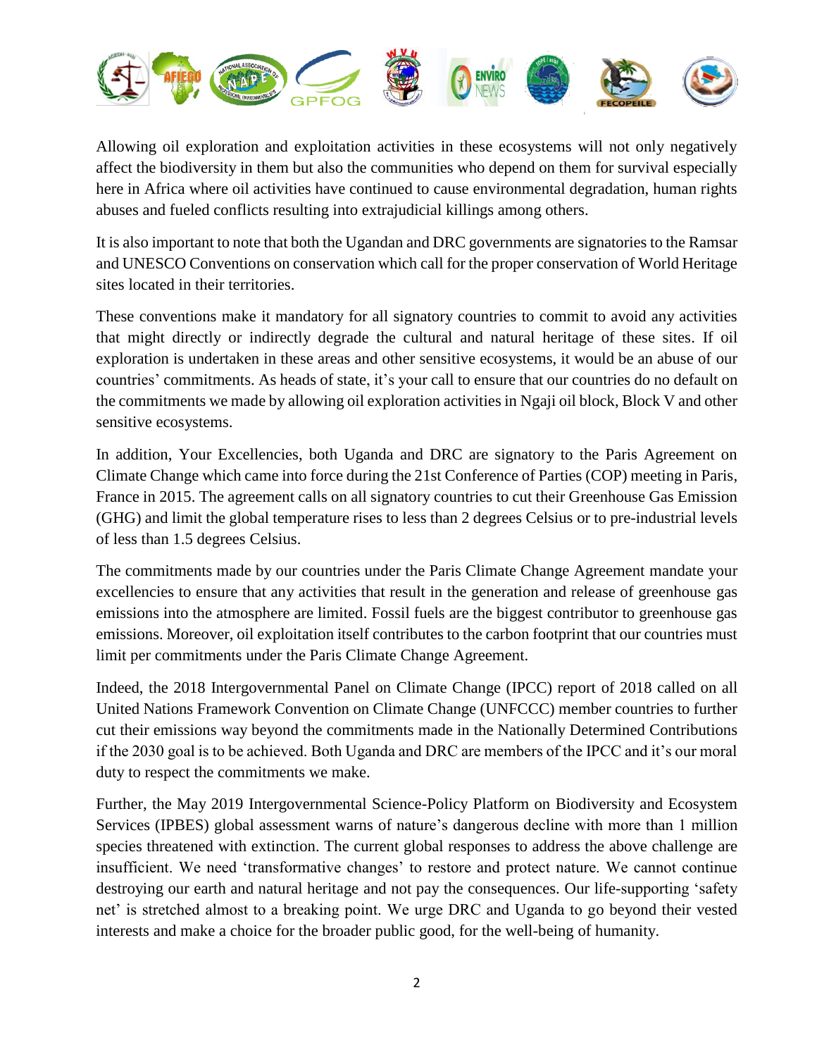Allowing oil exploration and exploitation activities in these ecosystems will not only negatively affect the biodiversity in them but also the communities who depend on them for survival especially here in Africa where oil activities have continued to cause environmental degradation, human rights abuses and fueled conflicts resulting into extrajudicial killings among others.

It is also important to note that both the Ugandan and DRC governments are signatories to the Ramsar and UNESCO Conventions on conservation which call for the proper conservation of World Heritage sites located in their territories.

These conventions make it mandatory for all signatory countries to commit to avoid any activities that might directly or indirectly degrade the cultural and natural heritage of these sites. If oil exploration is undertaken in these areas and other sensitive ecosystems, it would be an abuse of our countries' commitments. As heads of state, it's your call to ensure that our countries do no default on the commitments we made by allowing oil exploration activities in Ngaji oil block, Block V and other sensitive ecosystems.

In addition, Your Excellencies, both Uganda and DRC are signatory to the Paris Agreement on Climate Change which came into force during the 21st Conference of Parties (COP) meeting in Paris, France in 2015. The agreement calls on all signatory countries to cut their Greenhouse Gas Emission (GHG) and limit the global temperature rises to less than 2 degrees Celsius or to pre-industrial levels of less than 1.5 degrees Celsius.

The commitments made by our countries under the Paris Climate Change Agreement mandate your excellencies to ensure that any activities that result in the generation and release of greenhouse gas emissions into the atmosphere are limited. Fossil fuels are the biggest contributor to greenhouse gas emissions. Moreover, oil exploitation itself contributes to the carbon footprint that our countries must limit per commitments under the Paris Climate Change Agreement.

Indeed, the 2018 Intergovernmental Panel on Climate Change (IPCC) report of 2018 called on all United Nations Framework Convention on Climate Change (UNFCCC) member countries to further cut their emissions way beyond the commitments made in the Nationally Determined Contributions if the 2030 goal is to be achieved. Both Uganda and DRC are members of the IPCC and it's our moral duty to respect the commitments we make.

Further, the May 2019 Intergovernmental Science-Policy Platform on Biodiversity and Ecosystem Services (IPBES) global assessment warns of nature's dangerous decline with more than 1 million species threatened with extinction. The current global responses to address the above challenge are insufficient. We need 'transformative changes' to restore and protect nature. We cannot continue destroying our earth and natural heritage and not pay the consequences. Our life-supporting 'safety net' is stretched almost to a breaking point. We urge DRC and Uganda to go beyond their vested interests and make a choice for the broader public good, for the well-being of humanity.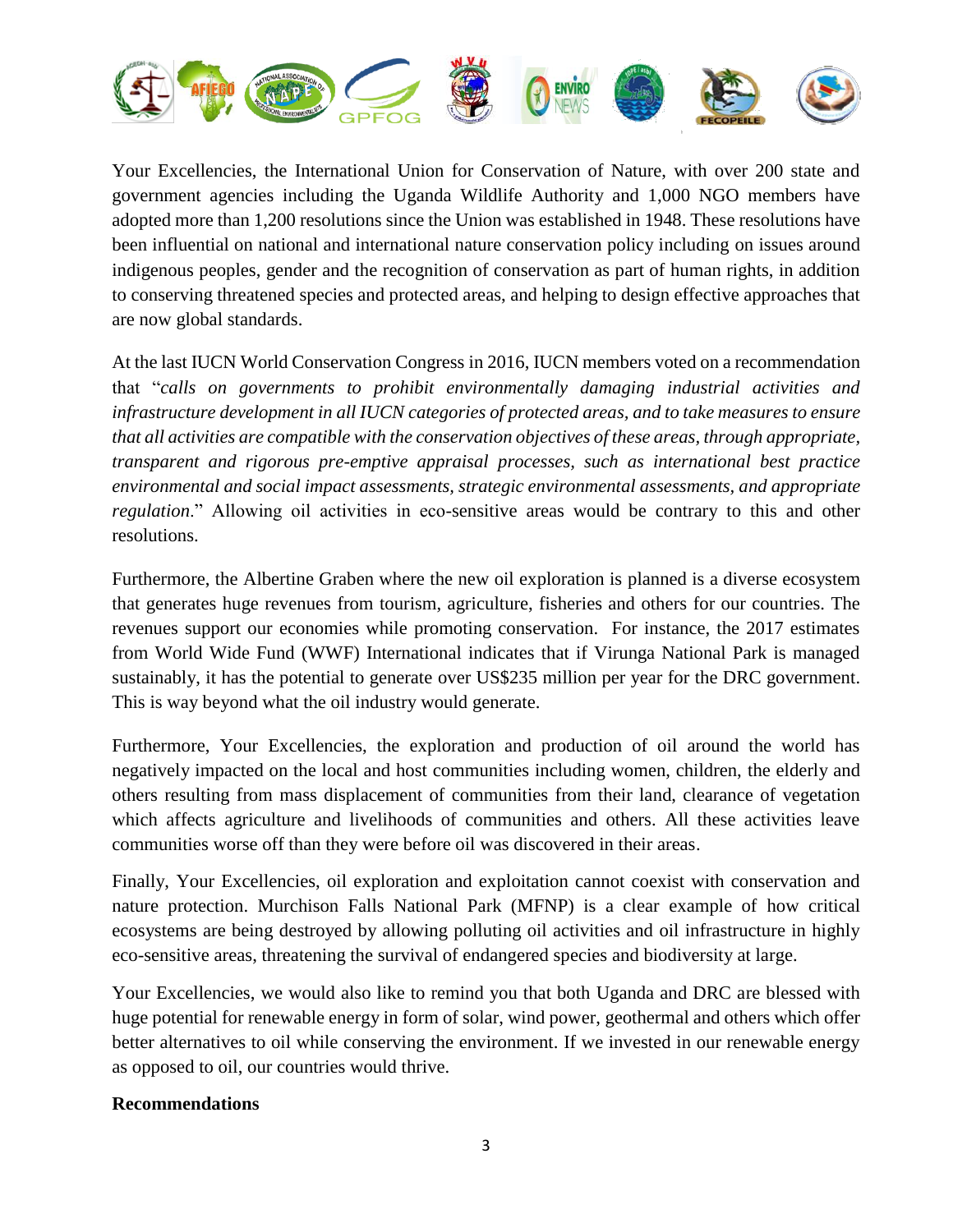Your Excellencies, the International Union for Conservation of Nature, with over 200 state and government agencies including the Uganda Wildlife Authority and 1,000 NGO members have adopted more than 1,200 resolutions since the Union was established in 1948. These resolutions have been influential on national and international nature conservation policy including on issues around indigenous peoples, gender and the recognition of conservation as part of human rights, in addition to conserving threatened species and protected areas, and helping to design effective approaches that are now global standards.

At the last IUCN World Conservation Congress in 2016, IUCN members voted on a recommendation that "*calls on governments to prohibit environmentally damaging industrial activities and infrastructure development in all IUCN categories of protected areas, and to take measures to ensure that all activities are compatible with the conservation objectives of these areas, through appropriate, transparent and rigorous pre-emptive appraisal processes, such as international best practice environmental and social impact assessments, strategic environmental assessments, and appropriate regulation*." Allowing oil activities in eco-sensitive areas would be contrary to this and other resolutions.

Furthermore, the Albertine Graben where the new oil exploration is planned is a diverse ecosystem that generates huge revenues from tourism, agriculture, fisheries and others for our countries. The revenues support our economies while promoting conservation. For instance, the 2017 estimates from World Wide Fund (WWF) International indicates that if Virunga National Park is managed sustainably, it has the potential to generate over US$235 million per year for the DRC government. This is way beyond what the oil industry would generate.

Furthermore, Your Excellencies, the exploration and production of oil around the world has negatively impacted on the local and host communities including women, children, the elderly and others resulting from mass displacement of communities from their land, clearance of vegetation which affects agriculture and livelihoods of communities and others. All these activities leave communities worse off than they were before oil was discovered in their areas.

Finally, Your Excellencies, oil exploration and exploitation cannot coexist with conservation and nature protection. Murchison Falls National Park (MFNP) is a clear example of how critical ecosystems are being destroyed by allowing polluting oil activities and oil infrastructure in highly eco-sensitive areas, threatening the survival of endangered species and biodiversity at large.

Your Excellencies, we would also like to remind you that both Uganda and DRC are blessed with huge potential for renewable energy in form of solar, wind power, geothermal and others which offer better alternatives to oil while conserving the environment. If we invested in our renewable energy as opposed to oil, our countries would thrive.

**Recommendations**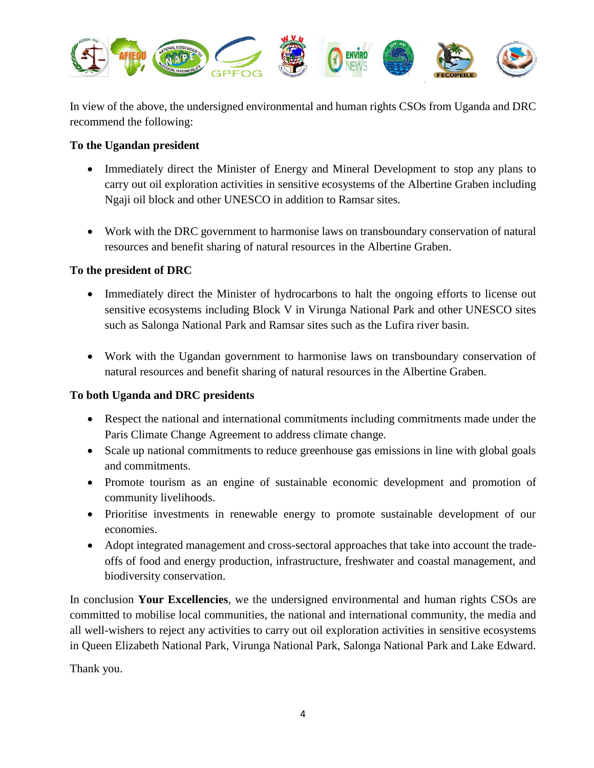In view of the above, the undersigned environmental and human rights CSOs from Uganda and DRC recommend the following:

**To the Ugandan president**

- Immediately direct the Minister of Energy and Mineral Development to stop any plans to carry out oil exploration activities in sensitive ecosystems of the Albertine Graben including Ngaji oil block and other UNESCO in addition to Ramsar sites.

- Work with the DRC government to harmonise laws on transboundary conservation of natural resources and benefit sharing of natural resources in the Albertine Graben.

**To the president of DRC**

- Immediately direct the Minister of hydrocarbons to halt the ongoing efforts to license out sensitive ecosystems including Block V in Virunga National Park and other UNESCO sites such as Salonga National Park and Ramsar sites such as the Lufira river basin.

- Work with the Ugandan government to harmonise laws on transboundary conservation of natural resources and benefit sharing of natural resources in the Albertine Graben.

**To both Uganda and DRC presidents**

- Respect the national and international commitments including commitments made under the Paris Climate Change Agreement to address climate change.
- Scale up national commitments to reduce greenhouse gas emissions in line with global goals and commitments.
- Promote tourism as an engine of sustainable economic development and promotion of community livelihoods.
- Prioritise investments in renewable energy to promote sustainable development of our economies.
- Adopt integrated management and cross-sectoral approaches that take into account the trade-offs of food and energy production, infrastructure, freshwater and coastal management, and biodiversity conservation.

In conclusion **Your Excellencies**, we the undersigned environmental and human rights CSOs are committed to mobilise local communities, the national and international community, the media and all well-wishers to reject any activities to carry out oil exploration activities in sensitive ecosystems in Queen Elizabeth National Park, Virunga National Park, Salonga National Park and Lake Edward.

Thank you.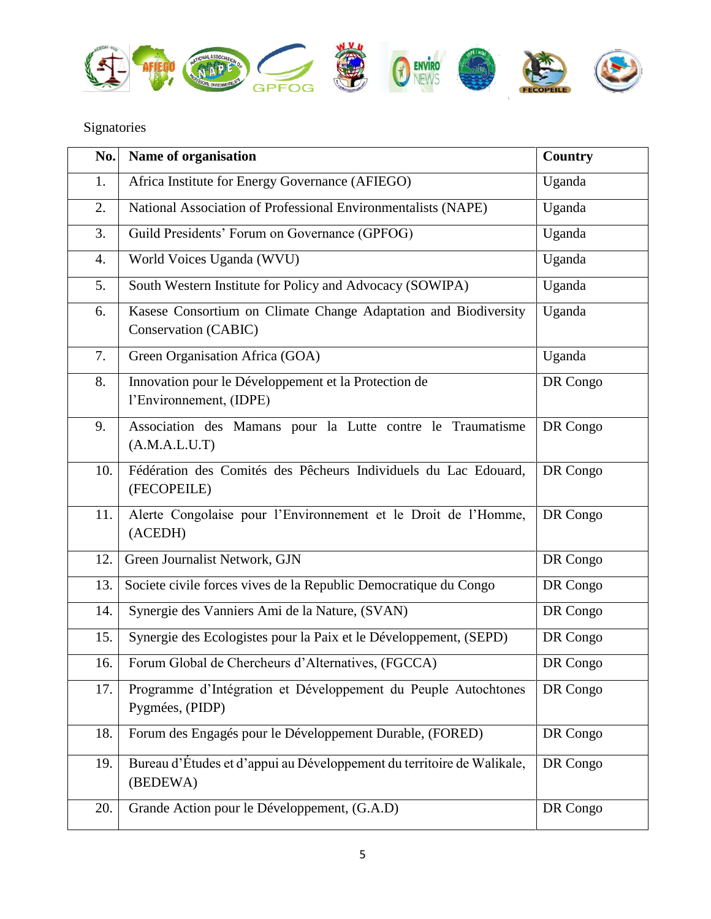Signatories

| No. | Name of organisation | Country |
|---|---|---|
| 1. | Africa Institute for Energy Governance (AFIEGO) | Uganda |
| 2. | National Association of Professional Environmentalists (NAPE) | Uganda |
| 3. | Guild Presidents' Forum on Governance (GPFOG) | Uganda |
| 4. | World Voices Uganda (WVU) | Uganda |
| 5. | South Western Institute for Policy and Advocacy (SOWIPA) | Uganda |
| 6. | Kasese Consortium on Climate Change Adaptation and Biodiversity Conservation (CABIC) | Uganda |
| 7. | Green Organisation Africa (GOA) | Uganda |
| 8. | Innovation pour le Développement et la Protection de l'Environnement, (IDPE) | DR Congo |
| 9. | Association des Mamans pour la Lutte contre le Traumatisme (A.M.A.L.U.T) | DR Congo |
| 10. | Fédération des Comités des Pêcheurs Individuels du Lac Edouard, (FECOPEILE) | DR Congo |
| 11. | Alerte Congolaise pour l'Environnement et le Droit de l'Homme, (ACEDH) | DR Congo |
| 12. | Green Journalist Network, GJN | DR Congo |
| 13. | Societe civile forces vives de la Republic Democratique du Congo | DR Congo |
| 14. | Synergie des Vanniers Ami de la Nature, (SVAN) | DR Congo |
| 15. | Synergie des Ecologistes pour la Paix et le Développement, (SEPD) | DR Congo |
| 16. | Forum Global de Chercheurs d'Alternatives, (FGCCA) | DR Congo |
| 17. | Programme d'Intégration et Développement du Peuple Autochtones Pygmées, (PIDP) | DR Congo |
| 18. | Forum des Engagés pour le Développement Durable, (FORED) | DR Congo |
| 19. | Bureau d'Études et d'appui au Développement du territoire de Walikale, (BEDEWA) | DR Congo |
| 20. | Grande Action pour le Développement, (G.A.D) | DR Congo |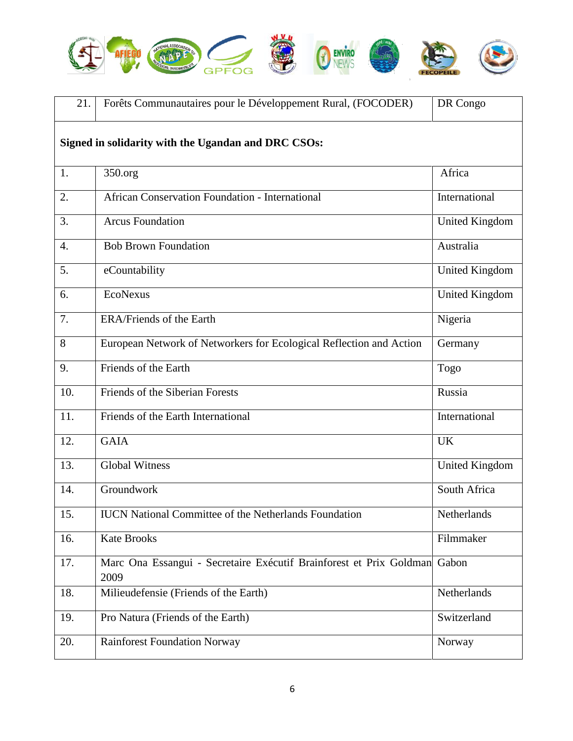| 21. | Forêts Communautaires pour le Développement Rural, (FOCODER) | DR Congo |
|---|---|---|
| **Signed in solidarity with the Ugandan and DRC CSOs:** | | |
| 1. | 350.org | Africa |
| 2. | African Conservation Foundation - International | International |
| 3. | Arcus Foundation | United Kingdom |
| 4. | Bob Brown Foundation | Australia |
| 5. | eCountability | United Kingdom |
| 6. | EcoNexus | United Kingdom |
| 7. | ERA/Friends of the Earth | Nigeria |
| 8 | European Network of Networkers for Ecological Reflection and Action | Germany |
| 9. | Friends of the Earth | Togo |
| 10. | Friends of the Siberian Forests | Russia |
| 11. | Friends of the Earth International | International |
| 12. | GAIA | UK |
| 13. | Global Witness | United Kingdom |
| 14. | Groundwork | South Africa |
| 15. | IUCN National Committee of the Netherlands Foundation | Netherlands |
| 16. | Kate Brooks | Filmmaker |
| 17. | Marc Ona Essangui - Secretaire Exécutif Brainforest et Prix Goldman 2009 | Gabon |
| 18. | Milieudefensie (Friends of the Earth) | Netherlands |
| 19. | Pro Natura (Friends of the Earth) | Switzerland |
| 20. | Rainforest Foundation Norway | Norway |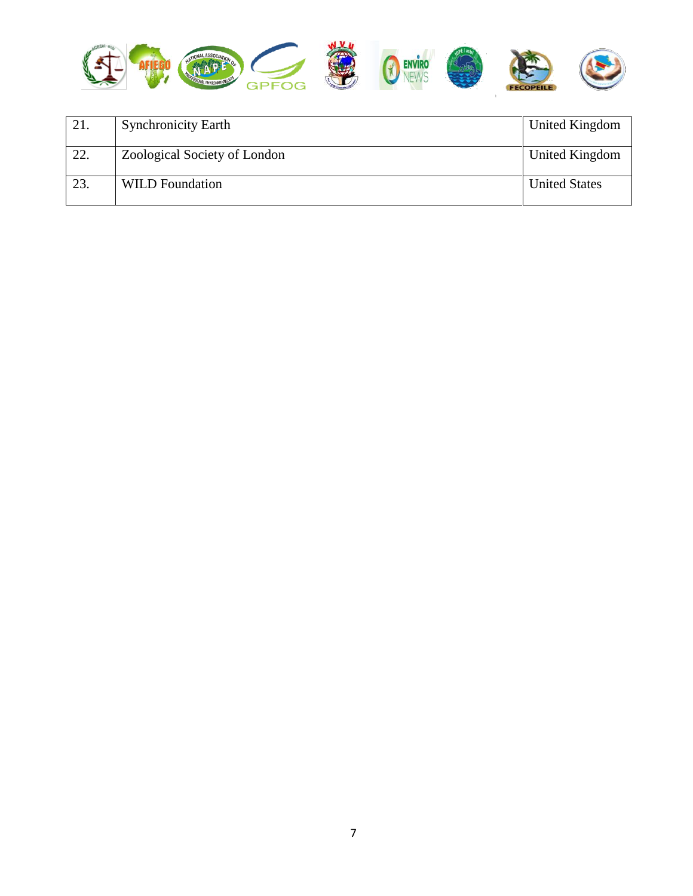| | | |
|---|---|---|
| 21. | Synchronicity Earth | United Kingdom |
| 22. | Zoological Society of London | United Kingdom |
| 23. | WILD Foundation | United States |